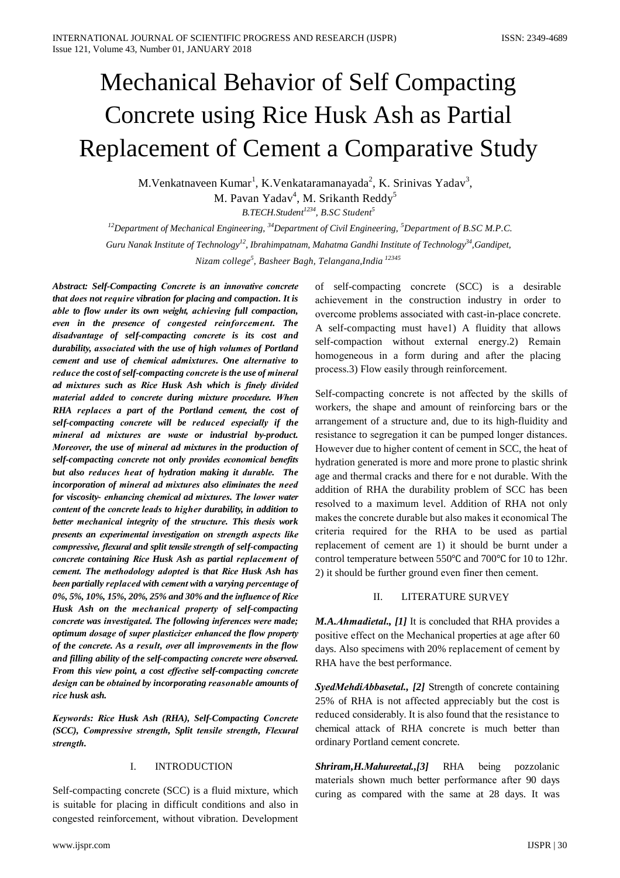# Mechanical Behavior of Self Compacting Concrete using Rice Husk Ash as Partial Replacement of Cement a Comparative Study

M.Venkatnaveen Kumar[1], K.Venkataramanayada[2], K. Srinivas Yadav[3], M. Pavan Yadav[4], M. Srikanth Reddy[5]

*B.TECH.Student[1234], B.SC Student[5]*

*[12]Department of Mechanical Engineering, [34]Department of Civil Engineering, [5]Department of B.SC M.P.C. Guru Nanak Institute of Technology[12], Ibrahimpatnam, Mahatma Gandhi Institute of Technology[34],Gandipet, Nizam college[5], Basheer Bagh, Telangana,India [12345]*

***Abstract: Self-Compacting Concrete is an innovative concrete that does not require vibration for placing and compaction. It is able to flow under its own weight, achieving full compaction, even in the presence of congested reinforcement. The disadvantage of self-compacting concrete is its cost and durability, associated with the use of high volumes of Portland cement and use of chemical admixtures. One alternative to reduce the cost of self-compacting concrete is the use of mineral ad mixtures such as Rice Husk Ash which is finely divided material added to concrete during mixture procedure. When RHA replaces a part of the Portland cement, the cost of self-compacting concrete will be reduced especially if the mineral ad mixtures are waste or industrial by-product. Moreover, the use of mineral ad mixtures in the production of self-compacting concrete not only provides economical benefits but also reduces heat of hydration making it durable. The incorporation of mineral ad mixtures also eliminates the need for viscosity- enhancing chemical ad mixtures. The lower water content of the concrete leads to higher durability, in addition to better mechanical integrity of the structure. This thesis work presents an experimental investigation on strength aspects like compressive, flexural and split tensile strength of self-compacting concrete containing Rice Husk Ash as partial replacement of cement. The methodology adopted is that Rice Husk Ash has been partially replaced with cement with a varying percentage of 0%, 5%, 10%, 15%, 20%, 25% and 30% and the influence of Rice Husk Ash on the mechanical property of self-compacting concrete was investigated. The following inferences were made; optimum dosage of super plasticizer enhanced the flow property of the concrete. As a result, over all improvements in the flow and filling ability of the self-compacting concrete were observed. From this view point, a cost effective self-compacting concrete design can be obtained by incorporating reasonable amounts of rice husk ash.***

***Keywords: Rice Husk Ash (RHA), Self-Compacting Concrete (SCC), Compressive strength, Split tensile strength, Flexural strength.***

## I. INTRODUCTION

Self-compacting concrete (SCC) is a fluid mixture, which is suitable for placing in difficult conditions and also in congested reinforcement, without vibration. Development of self-compacting concrete (SCC) is a desirable achievement in the construction industry in order to overcome problems associated with cast-in-place concrete. A self-compacting must have1) A fluidity that allows self-compaction without external energy.2) Remain homogeneous in a form during and after the placing process.3) Flow easily through reinforcement.

Self-compacting concrete is not affected by the skills of workers, the shape and amount of reinforcing bars or the arrangement of a structure and, due to its high-fluidity and resistance to segregation it can be pumped longer distances. However due to higher content of cement in SCC, the heat of hydration generated is more and more prone to plastic shrink age and thermal cracks and there for e not durable. With the addition of RHA the durability problem of SCC has been resolved to a maximum level. Addition of RHA not only makes the concrete durable but also makes it economical The criteria required for the RHA to be used as partial replacement of cement are 1) it should be burnt under a control temperature between 550℃ and 700℃ for 10 to 12hr. 2) it should be further ground even finer then cement.

## II. LITERATURE SURVEY

***M.A.Ahmadietal., [1]*** It is concluded that RHA provides a positive effect on the Mechanical properties at age after 60 days. Also specimens with 20% replacement of cement by RHA have the best performance.

***SyedMehdiAbbasetal., [2]*** Strength of concrete containing 25% of RHA is not affected appreciably but the cost is reduced considerably. It is also found that the resistance to chemical attack of RHA concrete is much better than ordinary Portland cement concrete.

***Shriram,H.Mahureetal.,[3]*** RHA being pozzolanic materials shown much better performance after 90 days curing as compared with the same at 28 days. It was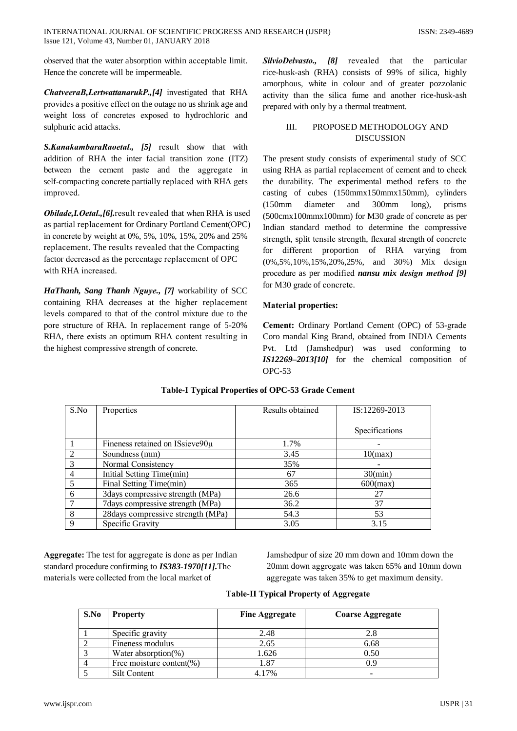observed that the water absorption within acceptable limit. Hence the concrete will be impermeable.

***ChatveeraB,LertwattanarukP.,[4]*** investigated that RHA provides a positive effect on the outage no us shrink age and weight loss of concretes exposed to hydrochloric and sulphuric acid attacks.

***S.KanakambaraRaoetal., [5]*** result show that with addition of RHA the inter facial transition zone (ITZ) between the cement paste and the aggregate in self-compacting concrete partially replaced with RHA gets improved.

***Obilade,I.Oetal.,[6].***result revealed that when RHA is used as partial replacement for Ordinary Portland Cement(OPC) in concrete by weight at 0%, 5%, 10%, 15%, 20% and 25% replacement. The results revealed that the Compacting factor decreased as the percentage replacement of OPC with RHA increased.

***HaThanh, Sang Thanh Nguye., [7]*** workability of SCC containing RHA decreases at the higher replacement levels compared to that of the control mixture due to the pore structure of RHA. In replacement range of 5-20% RHA, there exists an optimum RHA content resulting in the highest compressive strength of concrete.

***SilvioDelvasto., [8]*** revealed that the particular rice-husk-ash (RHA) consists of 99% of silica, highly amorphous, white in colour and of greater pozzolanic activity than the silica fume and another rice-husk-ash prepared with only by a thermal treatment.

## III. PROPOSED METHODOLOGY AND DISCUSSION

The present study consists of experimental study of SCC using RHA as partial replacement of cement and to check the durability. The experimental method refers to the casting of cubes (150mmx150mmx150mm), cylinders (150mm diameter and 300mm long), prisms (500cmx100mmx100mm) for M30 grade of concrete as per Indian standard method to determine the compressive strength, split tensile strength, flexural strength of concrete for different proportion of RHA varying from (0%,5%,10%,15%,20%,25%, and 30%) Mix design procedure as per modified ***nansu mix design method [9]*** for M30 grade of concrete.

**Material properties:**

**Cement:** Ordinary Portland Cement (OPC) of 53-grade Coro mandal King Brand, obtained from INDIA Cements Pvt. Ltd (Jamshedpur) was used conforming to ***IS12269–2013[10]*** for the chemical composition of OPC-53

**Table-I Typical Properties of OPC-53 Grade Cement**

| S.No | Properties | Results obtained | IS:12269-2013 Specifications |
|---|---|---|---|
| 1 | Fineness retained on ISsieve90μ | 1.7% | - |
| 2 | Soundness (mm) | 3.45 | 10(max) |
| 3 | Normal Consistency | 35% | - |
| 4 | Initial Setting Time(min) | 67 | 30(min) |
| 5 | Final Setting Time(min) | 365 | 600(max) |
| 6 | 3days compressive strength (MPa) | 26.6 | 27 |
| 7 | 7days compressive strength (MPa) | 36.2 | 37 |
| 8 | 28days compressive strength (MPa) | 54.3 | 53 |
| 9 | Specific Gravity | 3.05 | 3.15 |

**Aggregate:** The test for aggregate is done as per Indian standard procedure confirming to ***IS383-1970[11].***The materials were collected from the local market of Jamshedpur of size 20 mm down and 10mm down the 20mm down aggregate was taken 65% and 10mm down aggregate was taken 35% to get maximum density.

**Table-II Typical Property of Aggregate**

| S.No | Property | Fine Aggregate | Coarse Aggregate |
|---|---|---|---|
| 1 | Specific gravity | 2.48 | 2.8 |
| 2 | Fineness modulus | 2.65 | 6.68 |
| 3 | Water absorption(%) | 1.626 | 0.50 |
| 4 | Free moisture content(%) | 1.87 | 0.9 |
| 5 | Silt Content | 4.17% | - |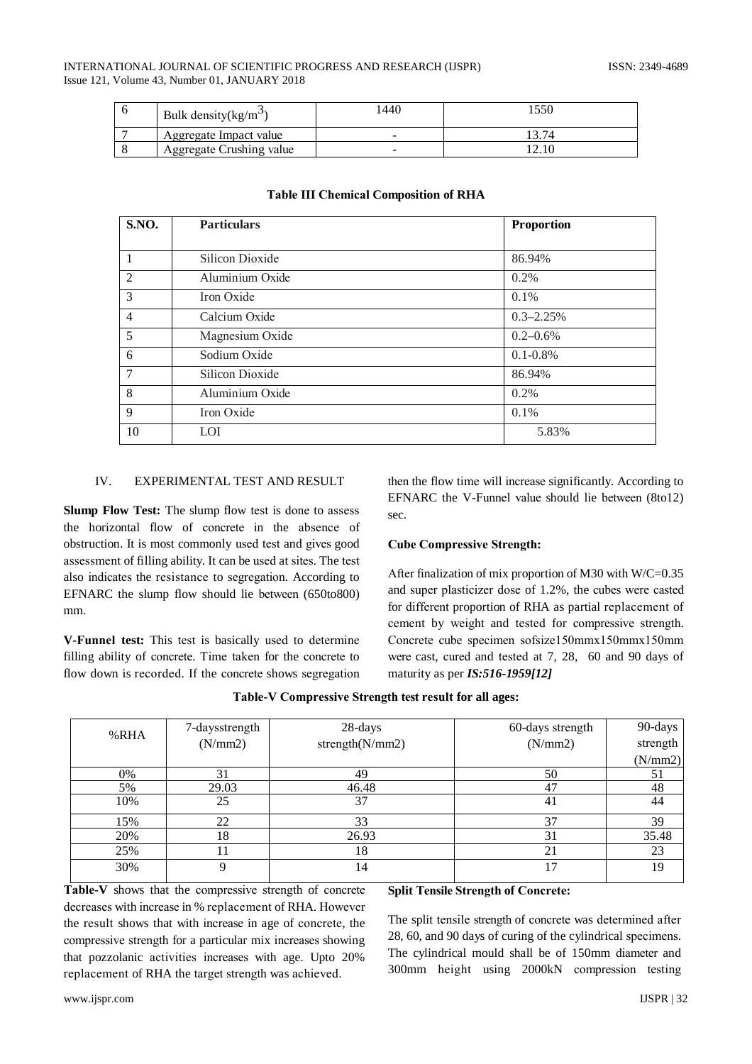| 6 | Bulk density(kg/m$^3$) | 1440 | 1550 |
|---|---|---|---|
| 7 | Aggregate Impact value | - | 13.74 |
| 8 | Aggregate Crushing value | - | 12.10 |

**Table III Chemical Composition of RHA**

| S.NO. | Particulars | Proportion |
|---|---|---|
| 1 | Silicon Dioxide | 86.94% |
| 2 | Aluminium Oxide | 0.2% |
| 3 | Iron Oxide | 0.1% |
| 4 | Calcium Oxide | 0.3–2.25% |
| 5 | Magnesium Oxide | 0.2–0.6% |
| 6 | Sodium Oxide | 0.1-0.8% |
| 7 | Silicon Dioxide | 86.94% |
| 8 | Aluminium Oxide | 0.2% |
| 9 | Iron Oxide | 0.1% |
| 10 | LOI | 5.83% |

## IV. EXPERIMENTAL TEST AND RESULT

**Slump Flow Test:** The slump flow test is done to assess the horizontal flow of concrete in the absence of obstruction. It is most commonly used test and gives good assessment of filling ability. It can be used at sites. The test also indicates the resistance to segregation. According to EFNARC the slump flow should lie between (650to800) mm.

**V-Funnel test:** This test is basically used to determine filling ability of concrete. Time taken for the concrete to flow down is recorded. If the concrete shows segregation then the flow time will increase significantly. According to EFNARC the V-Funnel value should lie between (8to12) sec.

**Cube Compressive Strength:**

After finalization of mix proportion of M30 with W/C=0.35 and super plasticizer dose of 1.2%, the cubes were casted for different proportion of RHA as partial replacement of cement by weight and tested for compressive strength. Concrete cube specimen sofsize150mmx150mmx150mm were cast, cured and tested at 7, 28, 60 and 90 days of maturity as per ***IS:516-1959[12]***

**Table-V Compressive Strength test result for all ages:**

| %RHA | 7-daysstrength (N/mm2) | 28-days strength(N/mm2) | 60-days strength (N/mm2) | 90-days strength (N/mm2) |
|---|---|---|---|---|
| 0% | 31 | 49 | 50 | 51 |
| 5% | 29.03 | 46.48 | 47 | 48 |
| 10% | 25 | 37 | 41 | 44 |
| 15% | 22 | 33 | 37 | 39 |
| 20% | 18 | 26.93 | 31 | 35.48 |
| 25% | 11 | 18 | 21 | 23 |
| 30% | 9 | 14 | 17 | 19 |

**Table-V** shows that the compressive strength of concrete decreases with increase in % replacement of RHA. However the result shows that with increase in age of concrete, the compressive strength for a particular mix increases showing that pozzolanic activities increases with age. Upto 20% replacement of RHA the target strength was achieved.

**Split Tensile Strength of Concrete:**

The split tensile strength of concrete was determined after 28, 60, and 90 days of curing of the cylindrical specimens. The cylindrical mould shall be of 150mm diameter and 300mm height using 2000kN compression testing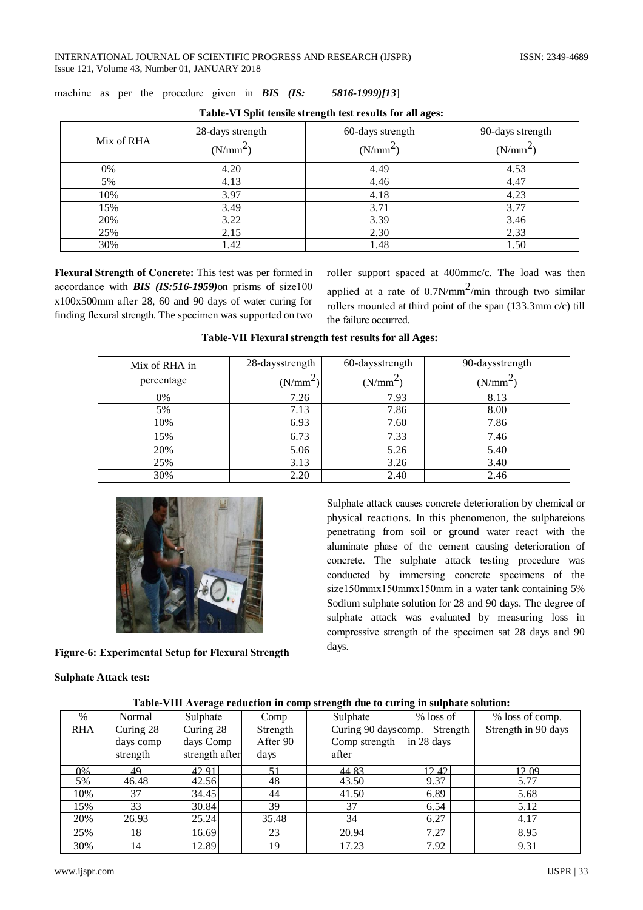machine as per the procedure given in ***BIS (IS: 5816-1999)[13]***

**Table-VI Split tensile strength test results for all ages:**

| Mix of RHA | 28-days strength (N/mm$^2$) | 60-days strength (N/mm$^2$) | 90-days strength (N/mm$^2$) |
|---|---|---|---|
| 0% | 4.20 | 4.49 | 4.53 |
| 5% | 4.13 | 4.46 | 4.47 |
| 10% | 3.97 | 4.18 | 4.23 |
| 15% | 3.49 | 3.71 | 3.77 |
| 20% | 3.22 | 3.39 | 3.46 |
| 25% | 2.15 | 2.30 | 2.33 |
| 30% | 1.42 | 1.48 | 1.50 |

**Flexural Strength of Concrete:** This test was per formed in accordance with ***BIS (IS:516-1959)*** on prisms of size100 x100x500mm after 28, 60 and 90 days of water curing for finding flexural strength. The specimen was supported on two roller support spaced at 400mmc/c. The load was then applied at a rate of 0.7N/mm$^2$/min through two similar rollers mounted at third point of the span (133.3mm c/c) till the failure occurred.

**Table-VII Flexural strength test results for all Ages:**

| Mix of RHA in percentage | 28-daysstrength (N/mm$^2$) | 60-daysstrength (N/mm$^2$) | 90-daysstrength (N/mm$^2$) |
|---|---|---|---|
| 0% | 7.26 | 7.93 | 8.13 |
| 5% | 7.13 | 7.86 | 8.00 |
| 10% | 6.93 | 7.60 | 7.86 |
| 15% | 6.73 | 7.33 | 7.46 |
| 20% | 5.06 | 5.26 | 5.40 |
| 25% | 3.13 | 3.26 | 3.40 |
| 30% | 2.20 | 2.40 | 2.46 |

**Figure-6: Experimental Setup for Flexural Strength**

**Sulphate Attack test:**

Sulphate attack causes concrete deterioration by chemical or physical reactions. In this phenomenon, the sulphateions penetrating from soil or ground water react with the aluminate phase of the cement causing deterioration of concrete. The sulphate attack testing procedure was conducted by immersing concrete specimens of the size150mmx150mmx150mm in a water tank containing 5% Sodium sulphate solution for 28 and 90 days. The degree of sulphate attack was evaluated by measuring loss in compressive strength of the specimen sat 28 days and 90 days.

**Table-VIII Average reduction in comp strength due to curing in sulphate solution:**

| % RHA | Normal Curing 28 days comp strength | Sulphate Curing 28 days Comp strength after | Comp Strength After 90 days | Sulphate Curing 90 days Comp strength after | % loss of comp. Strength in 28 days | % loss of comp. Strength in 90 days |
|---|---|---|---|---|---|---|
| 0% | 49 | 42.91 | 51 | 44.83 | 12.42 | 12.09 |
| 5% | 46.48 | 42.56 | 48 | 43.50 | 9.37 | 5.77 |
| 10% | 37 | 34.45 | 44 | 41.50 | 6.89 | 5.68 |
| 15% | 33 | 30.84 | 39 | 37 | 6.54 | 5.12 |
| 20% | 26.93 | 25.24 | 35.48 | 34 | 6.27 | 4.17 |
| 25% | 18 | 16.69 | 23 | 20.94 | 7.27 | 8.95 |
| 30% | 14 | 12.89 | 19 | 17.23 | 7.92 | 9.31 |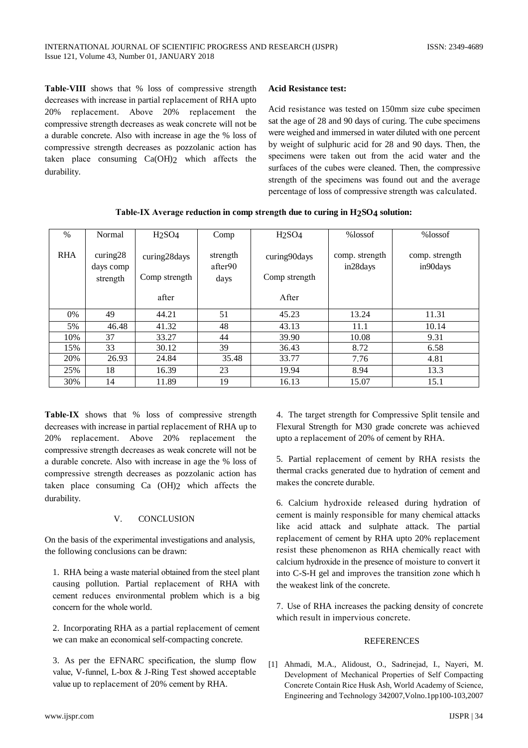**Table-VIII** shows that % loss of compressive strength decreases with increase in partial replacement of RHA upto 20% replacement. Above 20% replacement the compressive strength decreases as weak concrete will not be a durable concrete. Also with increase in age the % loss of compressive strength decreases as pozzolanic action has taken place consuming $Ca(OH)_2$ which affects the durability.

**Acid Resistance test:**

Acid resistance was tested on 150mm size cube specimen sat the age of 28 and 90 days of curing. The cube specimens were weighed and immersed in water diluted with one percent by weight of sulphuric acid for 28 and 90 days. Then, the specimens were taken out from the acid water and the surfaces of the cubes were cleaned. Then, the compressive strength of the specimens was found out and the average percentage of loss of compressive strength was calculated.

**Table-IX Average reduction in comp strength due to curing in $H_2SO_4$ solution:**

| % RHA | Normal curing28 days comp strength | $H_2SO_4$ curing28days Comp strength after | Comp strength after90 days | $H_2SO_4$ curing90days Comp strength After | %lossof comp. strength in28days | %lossof comp. strength in90days |
|---|---|---|---|---|---|---|
| 0% | 49 | 44.21 | 51 | 45.23 | 13.24 | 11.31 |
| 5% | 46.48 | 41.32 | 48 | 43.13 | 11.1 | 10.14 |
| 10% | 37 | 33.27 | 44 | 39.90 | 10.08 | 9.31 |
| 15% | 33 | 30.12 | 39 | 36.43 | 8.72 | 6.58 |
| 20% | 26.93 | 24.84 | 35.48 | 33.77 | 7.76 | 4.81 |
| 25% | 18 | 16.39 | 23 | 19.94 | 8.94 | 13.3 |
| 30% | 14 | 11.89 | 19 | 16.13 | 15.07 | 15.1 |

**Table-IX** shows that % loss of compressive strength decreases with increase in partial replacement of RHA up to 20% replacement. Above 20% replacement the compressive strength decreases as weak concrete will not be a durable concrete. Also with increase in age the % loss of compressive strength decreases as pozzolanic action has taken place consuming Ca $(OH)_2$ which affects the durability.

## V. CONCLUSION

On the basis of the experimental investigations and analysis, the following conclusions can be drawn:

1. RHA being a waste material obtained from the steel plant causing pollution. Partial replacement of RHA with cement reduces environmental problem which is a big concern for the whole world.

2. Incorporating RHA as a partial replacement of cement we can make an economical self-compacting concrete.

3. As per the EFNARC specification, the slump flow value, V-funnel, L-box & J-Ring Test showed acceptable value up to replacement of 20% cement by RHA.

4. The target strength for Compressive Split tensile and Flexural Strength for M30 grade concrete was achieved upto a replacement of 20% of cement by RHA.

5. Partial replacement of cement by RHA resists the thermal cracks generated due to hydration of cement and makes the concrete durable.

6. Calcium hydroxide released during hydration of cement is mainly responsible for many chemical attacks like acid attack and sulphate attack. The partial replacement of cement by RHA upto 20% replacement resist these phenomenon as RHA chemically react with calcium hydroxide in the presence of moisture to convert it into C-S-H gel and improves the transition zone which h the weakest link of the concrete.

7. Use of RHA increases the packing density of concrete which result in impervious concrete.

## REFERENCES

[1] Ahmadi, M.A., Alidoust, O., Sadrinejad, I., Nayeri, M. Development of Mechanical Properties of Self Compacting Concrete Contain Rice Husk Ash, World Academy of Science, Engineering and Technology 342007,Volno.1pp100-103,2007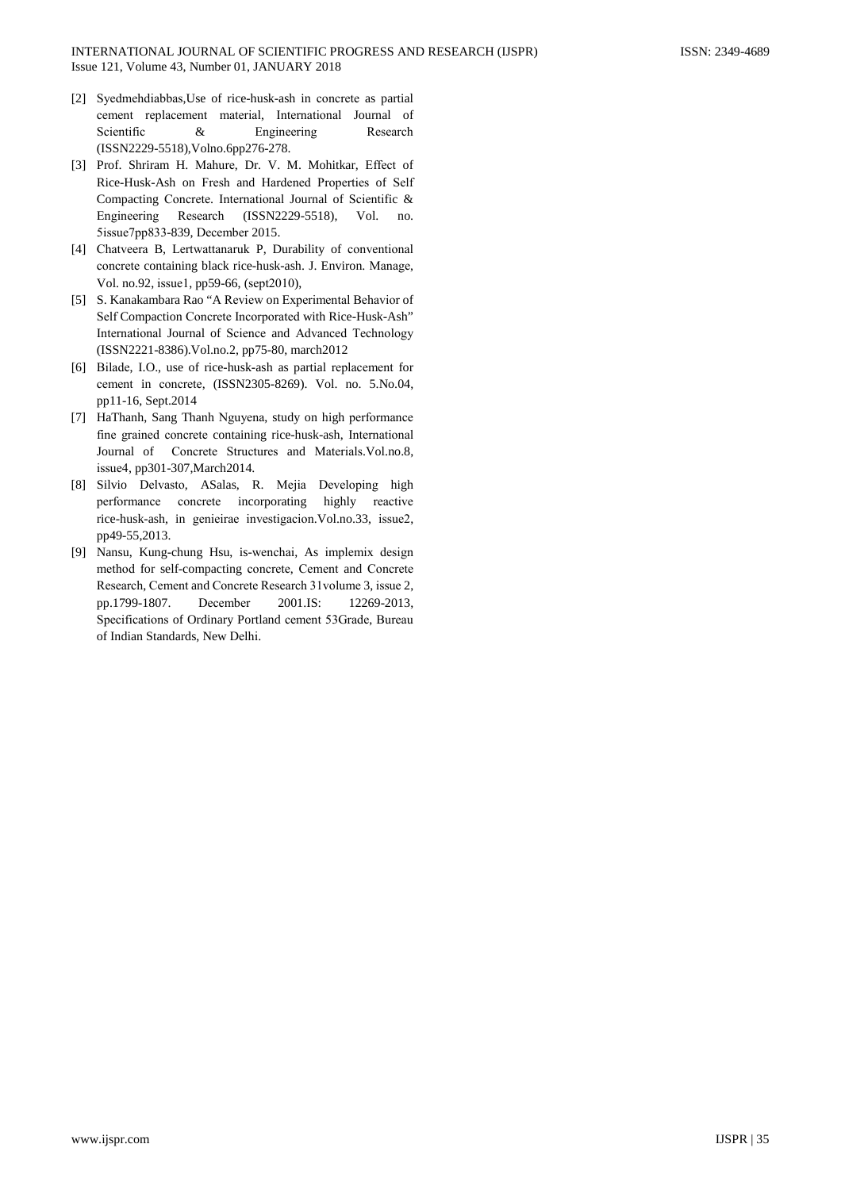[2] Syedmehdiabbas,Use of rice-husk-ash in concrete as partial cement replacement material, International Journal of Scientific & Engineering Research (ISSN2229-5518),Volno.6pp276-278.

[3] Prof. Shriram H. Mahure, Dr. V. M. Mohitkar, Effect of Rice-Husk-Ash on Fresh and Hardened Properties of Self Compacting Concrete. International Journal of Scientific & Engineering Research (ISSN2229-5518), Vol. no. 5issue7pp833-839, December 2015.

[4] Chatveera B, Lertwattanaruk P, Durability of conventional concrete containing black rice-husk-ash. J. Environ. Manage, Vol. no.92, issue1, pp59-66, (sept2010),

[5] S. Kanakambara Rao "A Review on Experimental Behavior of Self Compaction Concrete Incorporated with Rice-Husk-Ash" International Journal of Science and Advanced Technology (ISSN2221-8386).Vol.no.2, pp75-80, march2012

[6] Bilade, I.O., use of rice-husk-ash as partial replacement for cement in concrete, (ISSN2305-8269). Vol. no. 5.No.04, pp11-16, Sept.2014

[7] HaThanh, Sang Thanh Nguyena, study on high performance fine grained concrete containing rice-husk-ash, International Journal of Concrete Structures and Materials.Vol.no.8, issue4, pp301-307,March2014.

[8] Silvio Delvasto, ASalas, R. Mejia Developing high performance concrete incorporating highly reactive rice-husk-ash, in genieirae investigacion.Vol.no.33, issue2, pp49-55,2013.

[9] Nansu, Kung-chung Hsu, is-wenchai, As implemix design method for self-compacting concrete, Cement and Concrete Research, Cement and Concrete Research 31volume 3, issue 2, pp.1799-1807. December 2001.IS: 12269-2013, Specifications of Ordinary Portland cement 53Grade, Bureau of Indian Standards, New Delhi.